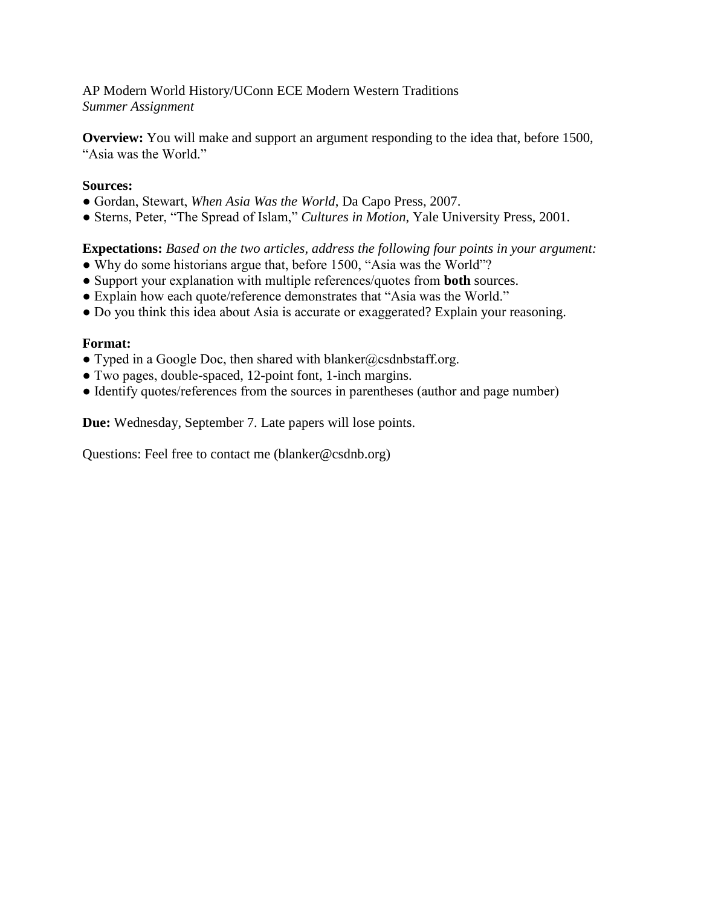AP Modern World History/UConn ECE Modern Western Traditions
*Summer Assignment*

**Overview:** You will make and support an argument responding to the idea that, before 1500, "Asia was the World."

**Sources:**

- Gordan, Stewart, *When Asia Was the World*, Da Capo Press, 2007.
- Sterns, Peter, "The Spread of Islam," *Cultures in Motion*, Yale University Press, 2001.

**Expectations:** *Based on the two articles, address the following four points in your argument:*

- Why do some historians argue that, before 1500, "Asia was the World"?
- Support your explanation with multiple references/quotes from **both** sources.
- Explain how each quote/reference demonstrates that "Asia was the World."
- Do you think this idea about Asia is accurate or exaggerated? Explain your reasoning.

**Format:**

- Typed in a Google Doc, then shared with blanker@csdnbstaff.org.
- Two pages, double-spaced, 12-point font, 1-inch margins.
- Identify quotes/references from the sources in parentheses (author and page number)

**Due:** Wednesday, September 7. Late papers will lose points.

Questions: Feel free to contact me (blanker@csdnb.org)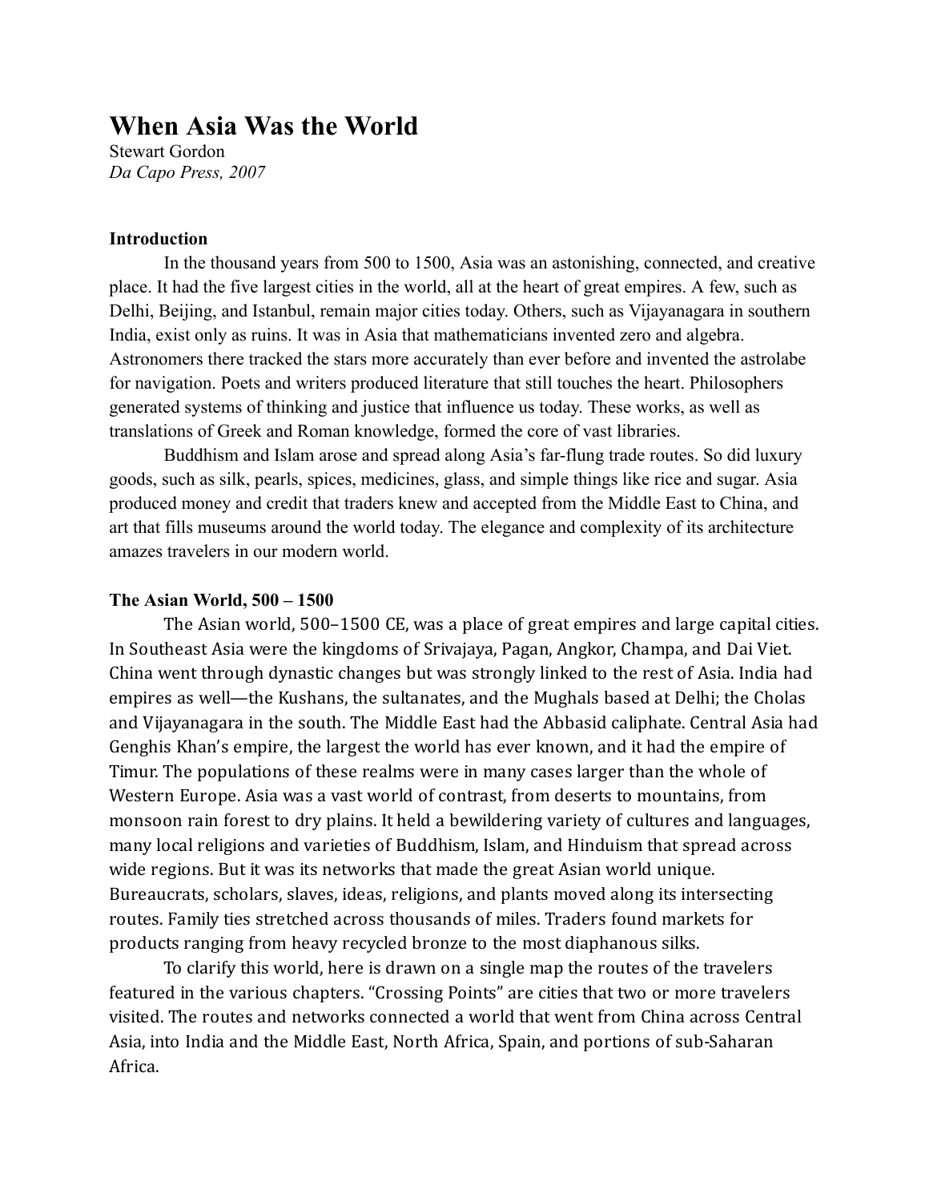# When Asia Was the World

Stewart Gordon
*Da Capo Press, 2007*

**Introduction**

In the thousand years from 500 to 1500, Asia was an astonishing, connected, and creative place. It had the five largest cities in the world, all at the heart of great empires. A few, such as Delhi, Beijing, and Istanbul, remain major cities today. Others, such as Vijayanagara in southern India, exist only as ruins. It was in Asia that mathematicians invented zero and algebra. Astronomers there tracked the stars more accurately than ever before and invented the astrolabe for navigation. Poets and writers produced literature that still touches the heart. Philosophers generated systems of thinking and justice that influence us today. These works, as well as translations of Greek and Roman knowledge, formed the core of vast libraries.

Buddhism and Islam arose and spread along Asia's far-flung trade routes. So did luxury goods, such as silk, pearls, spices, medicines, glass, and simple things like rice and sugar. Asia produced money and credit that traders knew and accepted from the Middle East to China, and art that fills museums around the world today. The elegance and complexity of its architecture amazes travelers in our modern world.

**The Asian World, 500 – 1500**

The Asian world, 500–1500 CE, was a place of great empires and large capital cities. In Southeast Asia were the kingdoms of Srivajaya, Pagan, Angkor, Champa, and Dai Viet. China went through dynastic changes but was strongly linked to the rest of Asia. India had empires as well—the Kushans, the sultanates, and the Mughals based at Delhi; the Cholas and Vijayanagara in the south. The Middle East had the Abbasid caliphate. Central Asia had Genghis Khan's empire, the largest the world has ever known, and it had the empire of Timur. The populations of these realms were in many cases larger than the whole of Western Europe. Asia was a vast world of contrast, from deserts to mountains, from monsoon rain forest to dry plains. It held a bewildering variety of cultures and languages, many local religions and varieties of Buddhism, Islam, and Hinduism that spread across wide regions. But it was its networks that made the great Asian world unique. Bureaucrats, scholars, slaves, ideas, religions, and plants moved along its intersecting routes. Family ties stretched across thousands of miles. Traders found markets for products ranging from heavy recycled bronze to the most diaphanous silks.

To clarify this world, here is drawn on a single map the routes of the travelers featured in the various chapters. "Crossing Points" are cities that two or more travelers visited. The routes and networks connected a world that went from China across Central Asia, into India and the Middle East, North Africa, Spain, and portions of sub-Saharan Africa.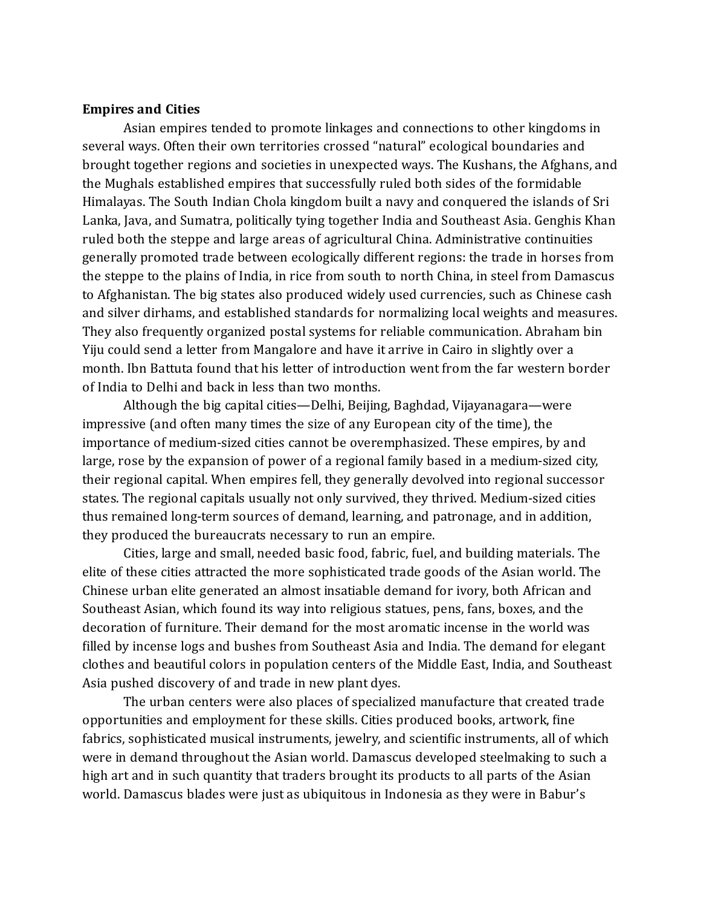**Empires and Cities**

Asian empires tended to promote linkages and connections to other kingdoms in several ways. Often their own territories crossed "natural" ecological boundaries and brought together regions and societies in unexpected ways. The Kushans, the Afghans, and the Mughals established empires that successfully ruled both sides of the formidable Himalayas. The South Indian Chola kingdom built a navy and conquered the islands of Sri Lanka, Java, and Sumatra, politically tying together India and Southeast Asia. Genghis Khan ruled both the steppe and large areas of agricultural China. Administrative continuities generally promoted trade between ecologically different regions: the trade in horses from the steppe to the plains of India, in rice from south to north China, in steel from Damascus to Afghanistan. The big states also produced widely used currencies, such as Chinese cash and silver dirhams, and established standards for normalizing local weights and measures. They also frequently organized postal systems for reliable communication. Abraham bin Yiju could send a letter from Mangalore and have it arrive in Cairo in slightly over a month. Ibn Battuta found that his letter of introduction went from the far western border of India to Delhi and back in less than two months.

Although the big capital cities—Delhi, Beijing, Baghdad, Vijayanagara—were impressive (and often many times the size of any European city of the time), the importance of medium-sized cities cannot be overemphasized. These empires, by and large, rose by the expansion of power of a regional family based in a medium-sized city, their regional capital. When empires fell, they generally devolved into regional successor states. The regional capitals usually not only survived, they thrived. Medium-sized cities thus remained long-term sources of demand, learning, and patronage, and in addition, they produced the bureaucrats necessary to run an empire.

Cities, large and small, needed basic food, fabric, fuel, and building materials. The elite of these cities attracted the more sophisticated trade goods of the Asian world. The Chinese urban elite generated an almost insatiable demand for ivory, both African and Southeast Asian, which found its way into religious statues, pens, fans, boxes, and the decoration of furniture. Their demand for the most aromatic incense in the world was filled by incense logs and bushes from Southeast Asia and India. The demand for elegant clothes and beautiful colors in population centers of the Middle East, India, and Southeast Asia pushed discovery of and trade in new plant dyes.

The urban centers were also places of specialized manufacture that created trade opportunities and employment for these skills. Cities produced books, artwork, fine fabrics, sophisticated musical instruments, jewelry, and scientific instruments, all of which were in demand throughout the Asian world. Damascus developed steelmaking to such a high art and in such quantity that traders brought its products to all parts of the Asian world. Damascus blades were just as ubiquitous in Indonesia as they were in Babur's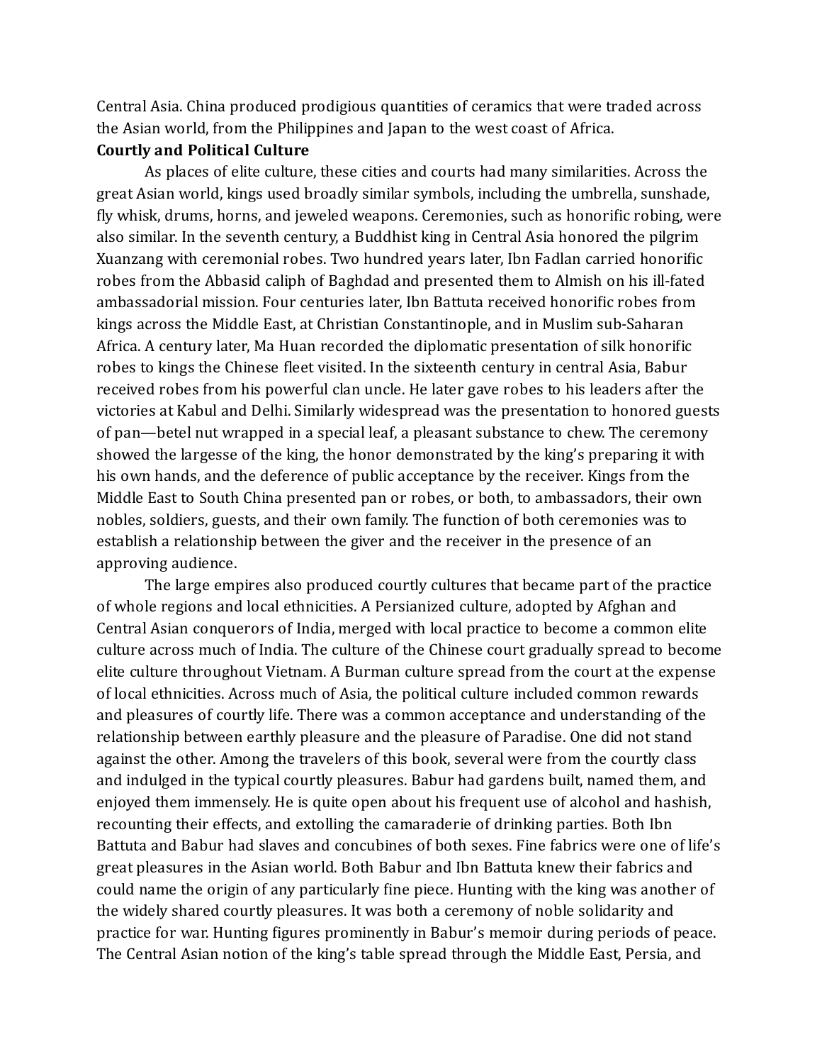Central Asia. China produced prodigious quantities of ceramics that were traded across the Asian world, from the Philippines and Japan to the west coast of Africa.

**Courtly and Political Culture**

As places of elite culture, these cities and courts had many similarities. Across the great Asian world, kings used broadly similar symbols, including the umbrella, sunshade, fly whisk, drums, horns, and jeweled weapons. Ceremonies, such as honorific robing, were also similar. In the seventh century, a Buddhist king in Central Asia honored the pilgrim Xuanzang with ceremonial robes. Two hundred years later, Ibn Fadlan carried honorific robes from the Abbasid caliph of Baghdad and presented them to Almish on his ill-fated ambassadorial mission. Four centuries later, Ibn Battuta received honorific robes from kings across the Middle East, at Christian Constantinople, and in Muslim sub-Saharan Africa. A century later, Ma Huan recorded the diplomatic presentation of silk honorific robes to kings the Chinese fleet visited. In the sixteenth century in central Asia, Babur received robes from his powerful clan uncle. He later gave robes to his leaders after the victories at Kabul and Delhi. Similarly widespread was the presentation to honored guests of pan—betel nut wrapped in a special leaf, a pleasant substance to chew. The ceremony showed the largesse of the king, the honor demonstrated by the king's preparing it with his own hands, and the deference of public acceptance by the receiver. Kings from the Middle East to South China presented pan or robes, or both, to ambassadors, their own nobles, soldiers, guests, and their own family. The function of both ceremonies was to establish a relationship between the giver and the receiver in the presence of an approving audience.

The large empires also produced courtly cultures that became part of the practice of whole regions and local ethnicities. A Persianized culture, adopted by Afghan and Central Asian conquerors of India, merged with local practice to become a common elite culture across much of India. The culture of the Chinese court gradually spread to become elite culture throughout Vietnam. A Burman culture spread from the court at the expense of local ethnicities. Across much of Asia, the political culture included common rewards and pleasures of courtly life. There was a common acceptance and understanding of the relationship between earthly pleasure and the pleasure of Paradise. One did not stand against the other. Among the travelers of this book, several were from the courtly class and indulged in the typical courtly pleasures. Babur had gardens built, named them, and enjoyed them immensely. He is quite open about his frequent use of alcohol and hashish, recounting their effects, and extolling the camaraderie of drinking parties. Both Ibn Battuta and Babur had slaves and concubines of both sexes. Fine fabrics were one of life's great pleasures in the Asian world. Both Babur and Ibn Battuta knew their fabrics and could name the origin of any particularly fine piece. Hunting with the king was another of the widely shared courtly pleasures. It was both a ceremony of noble solidarity and practice for war. Hunting figures prominently in Babur's memoir during periods of peace. The Central Asian notion of the king's table spread through the Middle East, Persia, and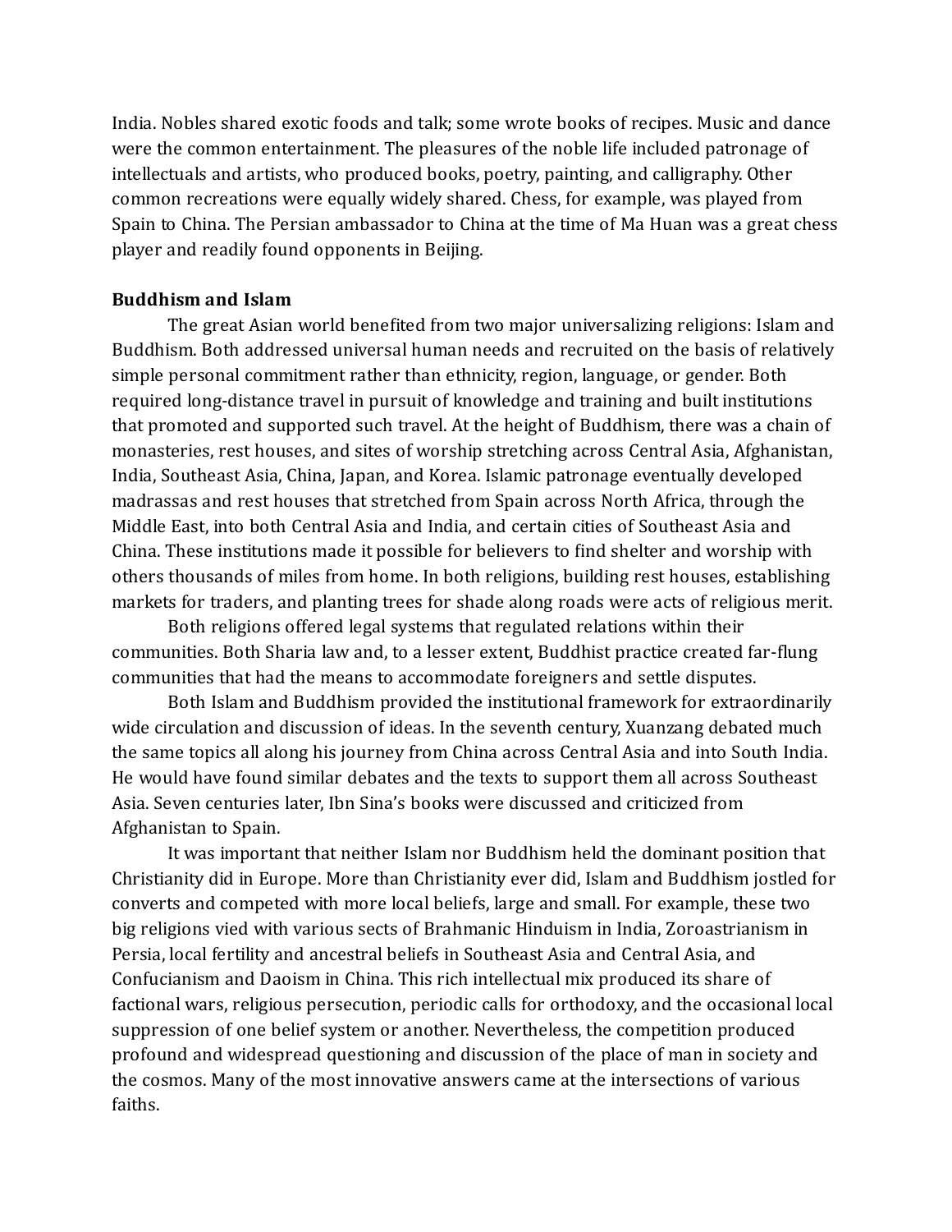India. Nobles shared exotic foods and talk; some wrote books of recipes. Music and dance were the common entertainment. The pleasures of the noble life included patronage of intellectuals and artists, who produced books, poetry, painting, and calligraphy. Other common recreations were equally widely shared. Chess, for example, was played from Spain to China. The Persian ambassador to China at the time of Ma Huan was a great chess player and readily found opponents in Beijing.

**Buddhism and Islam**

The great Asian world benefited from two major universalizing religions: Islam and Buddhism. Both addressed universal human needs and recruited on the basis of relatively simple personal commitment rather than ethnicity, region, language, or gender. Both required long-distance travel in pursuit of knowledge and training and built institutions that promoted and supported such travel. At the height of Buddhism, there was a chain of monasteries, rest houses, and sites of worship stretching across Central Asia, Afghanistan, India, Southeast Asia, China, Japan, and Korea. Islamic patronage eventually developed madrassas and rest houses that stretched from Spain across North Africa, through the Middle East, into both Central Asia and India, and certain cities of Southeast Asia and China. These institutions made it possible for believers to find shelter and worship with others thousands of miles from home. In both religions, building rest houses, establishing markets for traders, and planting trees for shade along roads were acts of religious merit.

Both religions offered legal systems that regulated relations within their communities. Both Sharia law and, to a lesser extent, Buddhist practice created far-flung communities that had the means to accommodate foreigners and settle disputes.

Both Islam and Buddhism provided the institutional framework for extraordinarily wide circulation and discussion of ideas. In the seventh century, Xuanzang debated much the same topics all along his journey from China across Central Asia and into South India. He would have found similar debates and the texts to support them all across Southeast Asia. Seven centuries later, Ibn Sina's books were discussed and criticized from Afghanistan to Spain.

It was important that neither Islam nor Buddhism held the dominant position that Christianity did in Europe. More than Christianity ever did, Islam and Buddhism jostled for converts and competed with more local beliefs, large and small. For example, these two big religions vied with various sects of Brahmanic Hinduism in India, Zoroastrianism in Persia, local fertility and ancestral beliefs in Southeast Asia and Central Asia, and Confucianism and Daoism in China. This rich intellectual mix produced its share of factional wars, religious persecution, periodic calls for orthodoxy, and the occasional local suppression of one belief system or another. Nevertheless, the competition produced profound and widespread questioning and discussion of the place of man in society and the cosmos. Many of the most innovative answers came at the intersections of various faiths.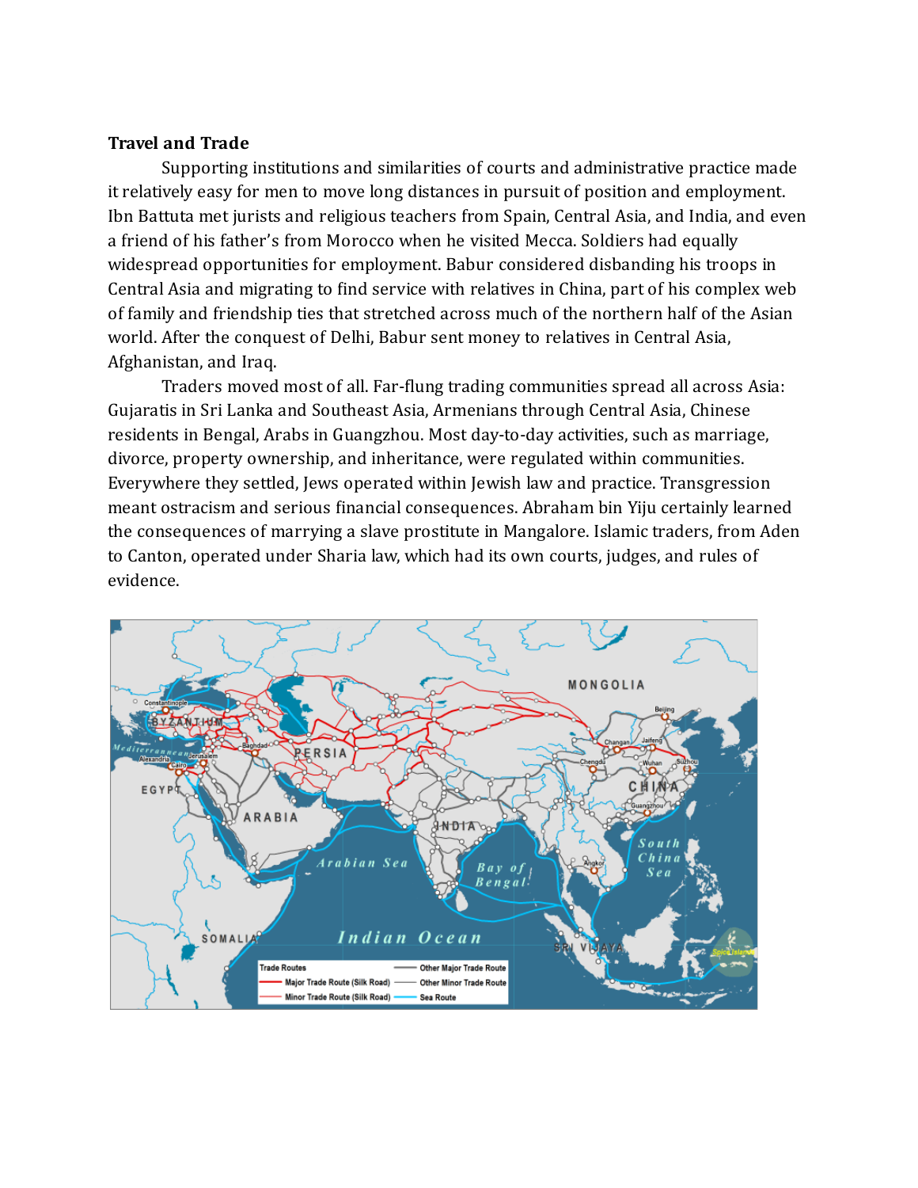**Travel and Trade**

Supporting institutions and similarities of courts and administrative practice made it relatively easy for men to move long distances in pursuit of position and employment. Ibn Battuta met jurists and religious teachers from Spain, Central Asia, and India, and even a friend of his father's from Morocco when he visited Mecca. Soldiers had equally widespread opportunities for employment. Babur considered disbanding his troops in Central Asia and migrating to find service with relatives in China, part of his complex web of family and friendship ties that stretched across much of the northern half of the Asian world. After the conquest of Delhi, Babur sent money to relatives in Central Asia, Afghanistan, and Iraq.

Traders moved most of all. Far-flung trading communities spread all across Asia: Gujaratis in Sri Lanka and Southeast Asia, Armenians through Central Asia, Chinese residents in Bengal, Arabs in Guangzhou. Most day-to-day activities, such as marriage, divorce, property ownership, and inheritance, were regulated within communities. Everywhere they settled, Jews operated within Jewish law and practice. Transgression meant ostracism and serious financial consequences. Abraham bin Yiju certainly learned the consequences of marrying a slave prostitute in Mangalore. Islamic traders, from Aden to Canton, operated under Sharia law, which had its own courts, judges, and rules of evidence.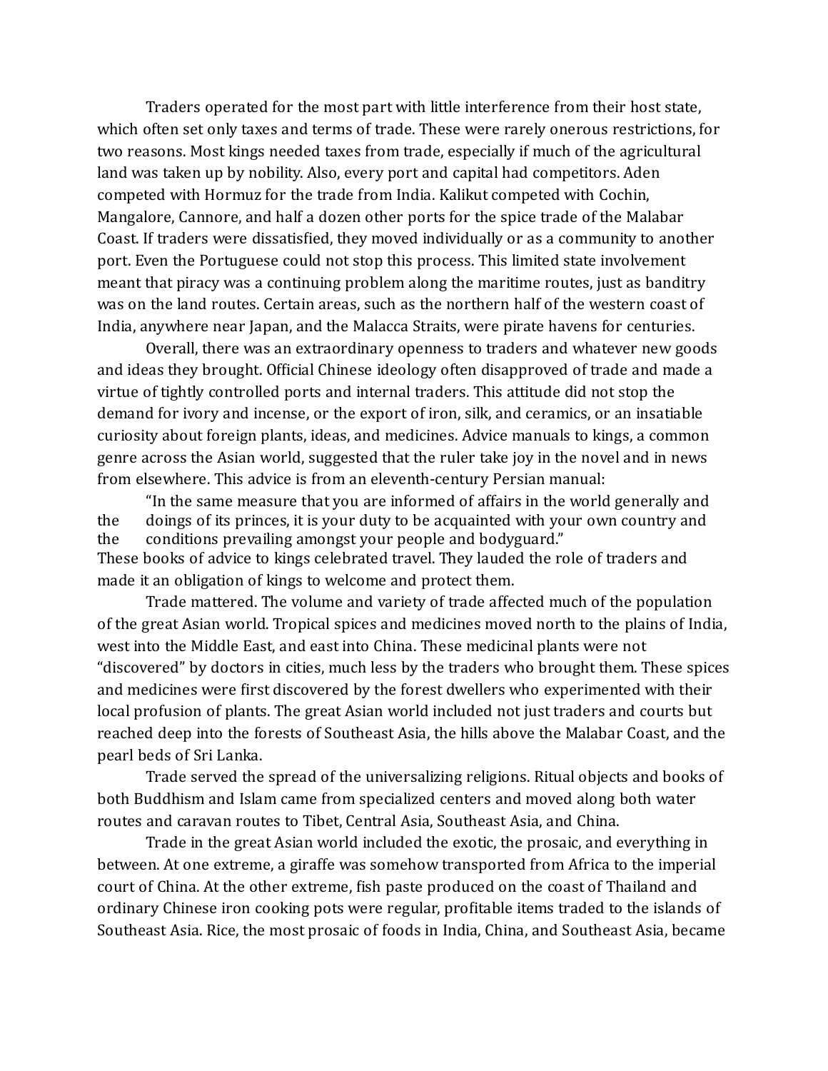Traders operated for the most part with little interference from their host state, which often set only taxes and terms of trade. These were rarely onerous restrictions, for two reasons. Most kings needed taxes from trade, especially if much of the agricultural land was taken up by nobility. Also, every port and capital had competitors. Aden competed with Hormuz for the trade from India. Kalikut competed with Cochin, Mangalore, Cannore, and half a dozen other ports for the spice trade of the Malabar Coast. If traders were dissatisfied, they moved individually or as a community to another port. Even the Portuguese could not stop this process. This limited state involvement meant that piracy was a continuing problem along the maritime routes, just as banditry was on the land routes. Certain areas, such as the northern half of the western coast of India, anywhere near Japan, and the Malacca Straits, were pirate havens for centuries.

Overall, there was an extraordinary openness to traders and whatever new goods and ideas they brought. Official Chinese ideology often disapproved of trade and made a virtue of tightly controlled ports and internal traders. This attitude did not stop the demand for ivory and incense, or the export of iron, silk, and ceramics, or an insatiable curiosity about foreign plants, ideas, and medicines. Advice manuals to kings, a common genre across the Asian world, suggested that the ruler take joy in the novel and in news from elsewhere. This advice is from an eleventh-century Persian manual:

> "In the same measure that you are informed of affairs in the world generally and the doings of its princes, it is your duty to be acquainted with your own country and the conditions prevailing amongst your people and bodyguard."

These books of advice to kings celebrated travel. They lauded the role of traders and made it an obligation of kings to welcome and protect them.

Trade mattered. The volume and variety of trade affected much of the population of the great Asian world. Tropical spices and medicines moved north to the plains of India, west into the Middle East, and east into China. These medicinal plants were not "discovered" by doctors in cities, much less by the traders who brought them. These spices and medicines were first discovered by the forest dwellers who experimented with their local profusion of plants. The great Asian world included not just traders and courts but reached deep into the forests of Southeast Asia, the hills above the Malabar Coast, and the pearl beds of Sri Lanka.

Trade served the spread of the universalizing religions. Ritual objects and books of both Buddhism and Islam came from specialized centers and moved along both water routes and caravan routes to Tibet, Central Asia, Southeast Asia, and China.

Trade in the great Asian world included the exotic, the prosaic, and everything in between. At one extreme, a giraffe was somehow transported from Africa to the imperial court of China. At the other extreme, fish paste produced on the coast of Thailand and ordinary Chinese iron cooking pots were regular, profitable items traded to the islands of Southeast Asia. Rice, the most prosaic of foods in India, China, and Southeast Asia, became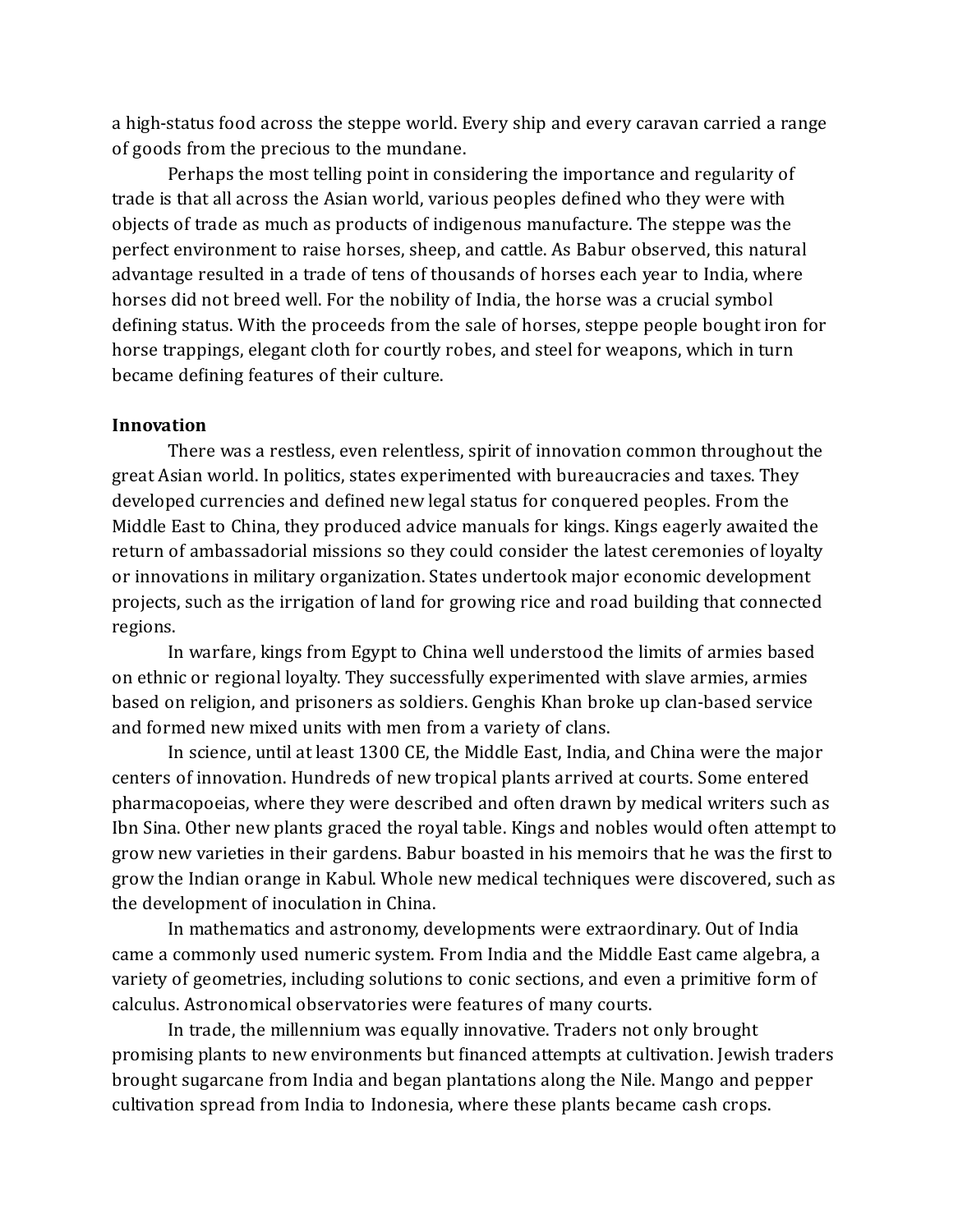a high-status food across the steppe world. Every ship and every caravan carried a range of goods from the precious to the mundane.

Perhaps the most telling point in considering the importance and regularity of trade is that all across the Asian world, various peoples defined who they were with objects of trade as much as products of indigenous manufacture. The steppe was the perfect environment to raise horses, sheep, and cattle. As Babur observed, this natural advantage resulted in a trade of tens of thousands of horses each year to India, where horses did not breed well. For the nobility of India, the horse was a crucial symbol defining status. With the proceeds from the sale of horses, steppe people bought iron for horse trappings, elegant cloth for courtly robes, and steel for weapons, which in turn became defining features of their culture.

**Innovation**

There was a restless, even relentless, spirit of innovation common throughout the great Asian world. In politics, states experimented with bureaucracies and taxes. They developed currencies and defined new legal status for conquered peoples. From the Middle East to China, they produced advice manuals for kings. Kings eagerly awaited the return of ambassadorial missions so they could consider the latest ceremonies of loyalty or innovations in military organization. States undertook major economic development projects, such as the irrigation of land for growing rice and road building that connected regions.

In warfare, kings from Egypt to China well understood the limits of armies based on ethnic or regional loyalty. They successfully experimented with slave armies, armies based on religion, and prisoners as soldiers. Genghis Khan broke up clan-based service and formed new mixed units with men from a variety of clans.

In science, until at least 1300 CE, the Middle East, India, and China were the major centers of innovation. Hundreds of new tropical plants arrived at courts. Some entered pharmacopoeias, where they were described and often drawn by medical writers such as Ibn Sina. Other new plants graced the royal table. Kings and nobles would often attempt to grow new varieties in their gardens. Babur boasted in his memoirs that he was the first to grow the Indian orange in Kabul. Whole new medical techniques were discovered, such as the development of inoculation in China.

In mathematics and astronomy, developments were extraordinary. Out of India came a commonly used numeric system. From India and the Middle East came algebra, a variety of geometries, including solutions to conic sections, and even a primitive form of calculus. Astronomical observatories were features of many courts.

In trade, the millennium was equally innovative. Traders not only brought promising plants to new environments but financed attempts at cultivation. Jewish traders brought sugarcane from India and began plantations along the Nile. Mango and pepper cultivation spread from India to Indonesia, where these plants became cash crops.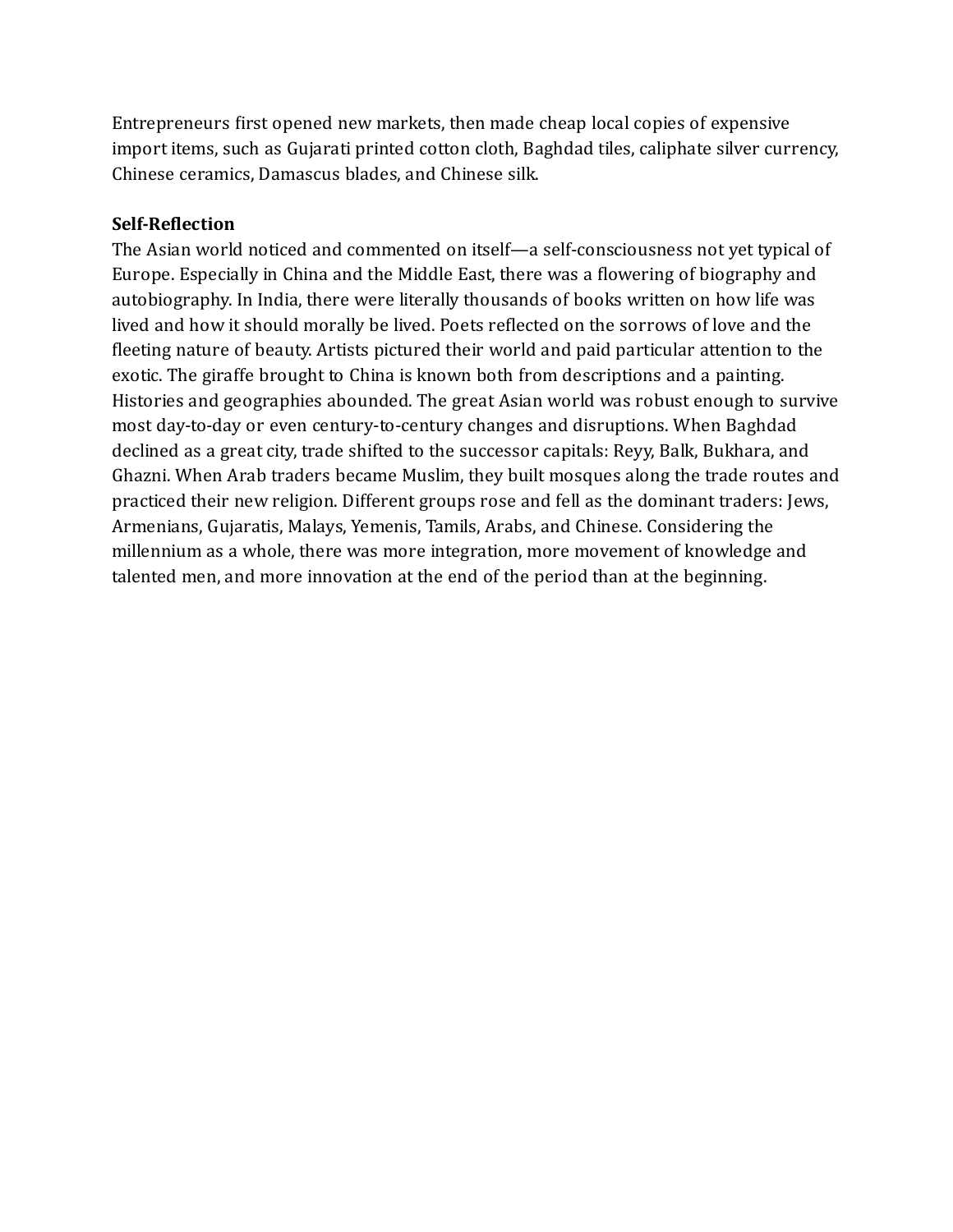Entrepreneurs first opened new markets, then made cheap local copies of expensive import items, such as Gujarati printed cotton cloth, Baghdad tiles, caliphate silver currency, Chinese ceramics, Damascus blades, and Chinese silk.

**Self-Reflection**

The Asian world noticed and commented on itself—a self-consciousness not yet typical of Europe. Especially in China and the Middle East, there was a flowering of biography and autobiography. In India, there were literally thousands of books written on how life was lived and how it should morally be lived. Poets reflected on the sorrows of love and the fleeting nature of beauty. Artists pictured their world and paid particular attention to the exotic. The giraffe brought to China is known both from descriptions and a painting. Histories and geographies abounded. The great Asian world was robust enough to survive most day-to-day or even century-to-century changes and disruptions. When Baghdad declined as a great city, trade shifted to the successor capitals: Reyy, Balk, Bukhara, and Ghazni. When Arab traders became Muslim, they built mosques along the trade routes and practiced their new religion. Different groups rose and fell as the dominant traders: Jews, Armenians, Gujaratis, Malays, Yemenis, Tamils, Arabs, and Chinese. Considering the millennium as a whole, there was more integration, more movement of knowledge and talented men, and more innovation at the end of the period than at the beginning.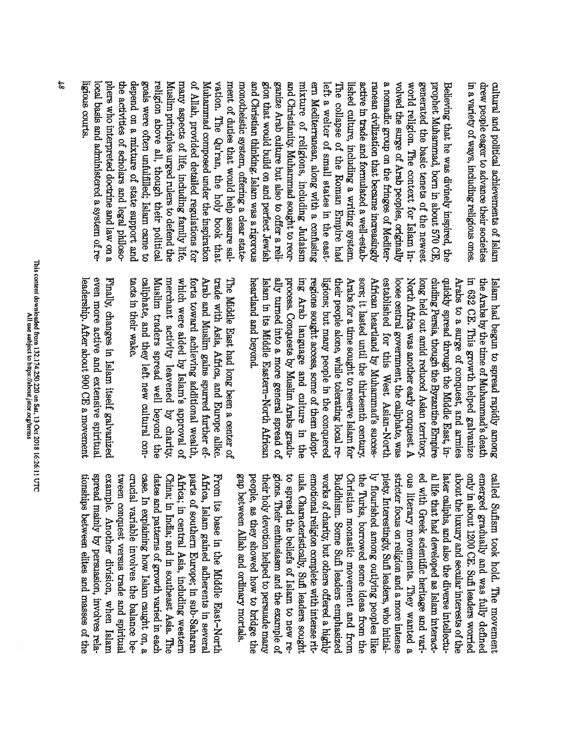cultural and political achievements of Islam drew people eager to advance their societies in a variety of ways, including religious ones.

Believing that he was divinely inspired, the prophet Muhammad, born in about 570 CE, generated the basic tenets of the newest world religion. The context for Islam involved the surge of Arab peoples, originally a nomadic group on the fringes of Mediterranean civilization that became increasingly active in trade and formulated a well-established culture, including a writing system. The collapse of the Roman Empire had left a welter of small states in the eastern Mediterranean, along with a confusing mixture of religions, including Judaism and Christianity. Muhammad sought to reorganize Arab culture but also to offer a religion that would build on and perfect Jewish and Christian thinking: Islam was a rigorous monotheistic system, offering a clear statement of duties that would help assure salvation. The Qu'ran, the holy book that Muhammad composed under the inspiration of Allah, provided detailed regulations for many aspects of life, including family life. Muslim principles urged rulers to defend the religion above all, though their political goals were often unfulfilled; Islam came to depend on a mixture of state support and the activities of scholars and legal philosophers who interpreted doctrine and law on a local basis and administered a system of religious courts.

Islam had begun to spread rapidly among the Arabs by the time of Muhammad's death in 632 CE. This growth helped galvanize Arabs to a surge of conquest, and armies quickly spread through the Middle East, including Persia, though the Byzantine Empire long held out amid reduced Asian territory. North Africa was another early conquest. A loose central government, the caliphate, was established for this West Asian–North African heartland by Muhammad's successors; it lasted until the thirteenth century. Arabs for a time sought to reserve Islam for their people alone, while tolerating local religions; but many people in the conquered regions sought access, some of them adopting Arab language and culture in the process. Conquests by Muslim Arabs gradually turned into a more general spread of Islam in its Middle Eastern–North African heartland and beyond.

The Middle East had long been a center of trade with Asia, Africa, and Europe alike. Arab and Muslim gains spurred further efforts toward achieving additional wealth, which were aided by Islam's approval of merchant activity leavened by charity. Muslim traders spread well beyond the caliphate, and they left new cultural contacts in their wake.

Finally, changes in Islam itself galvanized even more active and extensive spiritual leadership. After about 900 CE a movement called Sufism took hold. The movement emerged gradually and was fully defined only in about 1200 CE. Sufi leaders worried about the luxury and secular interests of the later caliphs, and also the diverse intellectual life that had developed as Islam interacted with Greek scientific heritage and various literary movements. They wanted a stricter focus on religion and a more intense piety. Interestingly, Sufi leaders, who initially flourished among outlying peoples like the Turks, borrowed some ideas from the Christian monastic movement and from Buddhism. Some Sufi leaders emphasized works of charity, but others offered a highly emotional religion complete with intense rituals. Characteristically, Sufi leaders sought to spread the beliefs of Islam to new regions. Their enthusiasm and the example of their holy devotion helped to persuade many people, as they showed how to bridge the gap between Allah and ordinary mortals.

From its base in the Middle East–North Africa, Islam gained adherents in several parts of southern Europe; in sub-Saharan Africa; in central Asia, including western China; in India; and in southeast Asia. The dates and patterns of growth varied in each case. In explaining how Islam caught on, a crucial variable involves the balance between conquest versus trade and spiritual example. Another division, when Islam spread mainly by persuasion, involves relationships between elites and masses of the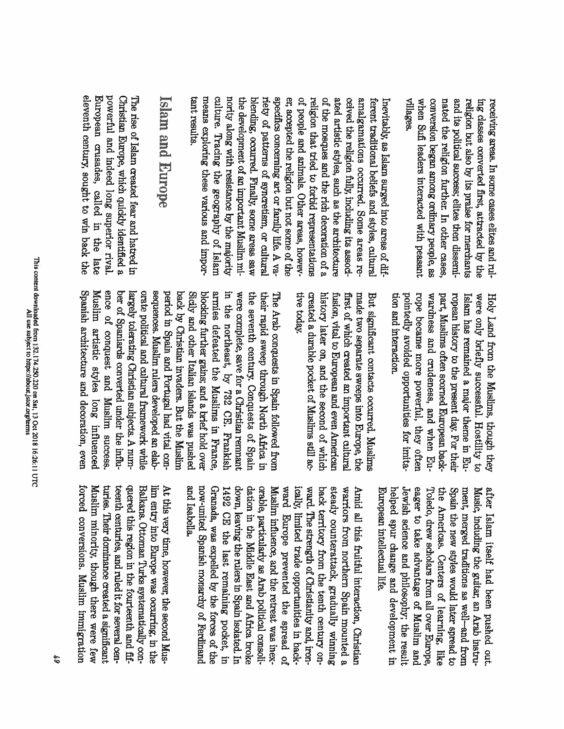receiving areas. In some cases elites and ruling classes converted first, attracted by the religion but also by its praise for merchants and its political success; elites then disseminated the religion further. In other cases, conversion began among ordinary people, as when Sufi leaders interacted with peasant villages.

Inevitably, as Islam surged into areas of different traditional beliefs and styles, cultural amalgamations occurred. Some areas received the religion fully, including its associated artistic styles, such as the architecture of the mosques and the rich decoration of a religion that tried to forbid representations of people and animals. Other areas, however, accepted the religion but not some of the specifics concerning art or family life. A variety of patterns of syncretism, or cultural blending, occurred. Finally, some areas saw the development of an important Muslim minority along with resistance by the majority culture. Tracing the geography of Islam means exploring these various and important results.

## Islam and Europe

The rise of Islam created fear and hatred in Christian Europe, which quickly identified a powerful and indeed long superior rival. European crusades, called in the late eleventh century, sought to win back the Holy Land from the Muslims, though they were only briefly successful. Hostility to Islam has remained a major theme in European history to the present day. For their part, Muslims often scorned European backwardness and crudeness, and when Europe became more powerful, they often pointedly avoided opportunities for imitation and interaction.

But significant contacts occurred. Muslims made two separate sweeps into Europe, the first of which created an important cultural fusion, vital to European and even American history later on, and the second of which created a durable pocket of Muslims still active today.

The Arab conquests in Spain followed from their rapid sweep through North Africa in the seventh century. Conquests of Spain were complete, save for a Christian remnant in the northeast, by 732 CE. Frankish armies defeated the Muslims in France, blocking further gains; and a brief hold over Sicily and other Italian islands was pushed back by Christian invaders. But the Muslim period in Spain and Portugal had vital consequences. Muslim rulers developed an elaborate political and cultural framework while largely tolerating Christian subjects. A number of Spaniards converted under the influence of conquest and Muslim success. Muslim artistic styles long influenced Spanish architecture and decoration, even after Islam itself had been pushed out. Music, including the guitar, an Arab instrument, merged traditions as well—and from Spain the new styles would later spread to the Americas. Centers of learning, like Toledo, drew scholars from all over Europe, eager to take advantage of Muslim and Jewish science and philosophy; the result helped spur change and development in European intellectual life.

Amid all this fruitful interaction, Christian warriors from northern Spain mounted a steady counterattack, gradually winning back territory from the tenth century onward. The strength of Christianity and, ironically, limited trade opportunities in backward Europe prevented the spread of Muslim influence, and the retreat was inexorable, particularly as Arab political consolidation in the Middle East and Africa broke down, leaving the rulers in Spain isolated. In 1492 CE the last remaining pocket, in Granada, was expelled by the forces of the now-united Spanish monarchy of Ferdinand and Isabella.

At this very time, however, the second Muslim entry into Europe was occurring, in the Balkans. Ottoman Turks systematically conquered this region in the fourteenth and fifteenth centuries, and ruled it for several centuries. Their dominance created a significant Muslim minority, though there were few forced conversions. Muslim immigration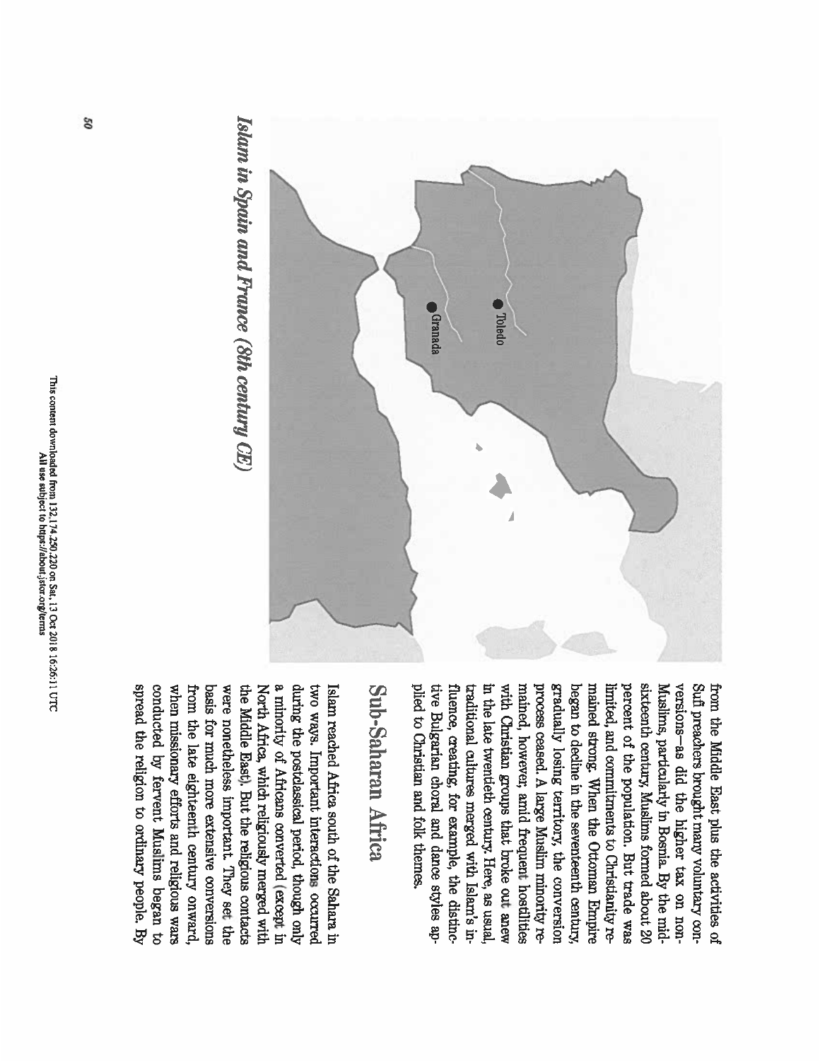from the Middle East plus the activities of Sufi preachers brought many voluntary conversions—as did the higher tax on non-Muslims, particularly in Bosnia. By the mid-sixteenth century, Muslims formed about 20 percent of the population. But trade was limited, and commitments to Christianity remained strong. When the Ottoman Empire began to decline in the seventeenth century, gradually losing territory, the conversion process ceased. A large Muslim minority remained, however, amid frequent hostilities with Christian groups that broke out anew in the late twentieth century. Here, as usual, traditional cultures merged with Islam's influence, creating, for example, the distinctive Bulgarian choral and dance styles applied to Christian and folk themes.

## Sub-Saharan Africa

Islam reached Africa south of the Sahara in two ways. Important interactions occurred during the postclassical period, though only a minority of Africans converted (except in North Africa, which religiously merged with the Middle East). But the religious contacts were nonetheless important. They set the basis for much more extensive conversions from the late eighteenth century onward, when missionary efforts and religious wars conducted by fervent Muslims began to spread the religion to ordinary people. By

*Islam in Spain and France (8th century CE)*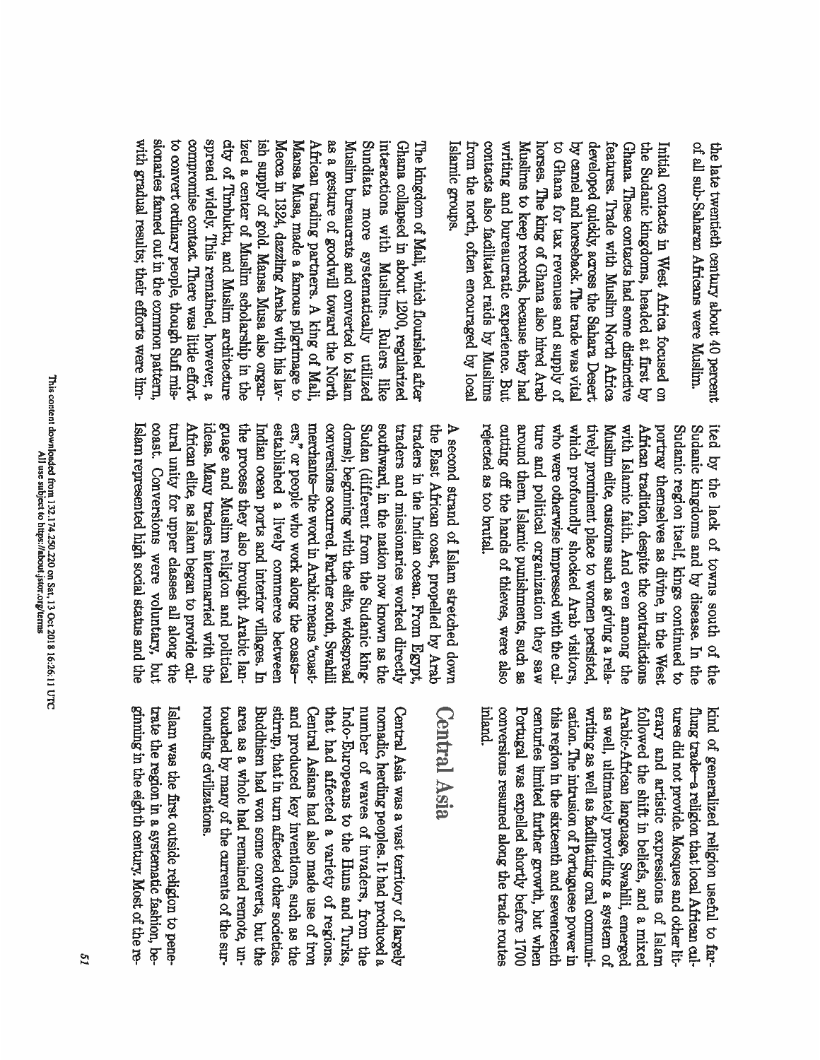the late twentieth century about 40 percent of all sub-Saharan Africans were Muslim.

Initial contacts in West Africa focused on the Sudanic kingdoms, headed at first by Ghana. These contacts had some distinctive features. Trade with Muslim North Africa developed quickly, across the Sahara Desert by camel and horseback. The trade was vital to Ghana for tax revenues and supply of horses. The king of Ghana also hired Arab Muslims to keep records, because they had writing and bureaucratic experience. But contacts also facilitated raids by Muslims from the north, often encouraged by local Islamic groups.

The kingdom of Mali, which flourished after Ghana collapsed in about 1200, regularized interactions with Muslims. Rulers like Sundiata more systematically utilized Muslim bureaucrats and converted to Islam as a gesture of goodwill toward the North African trading partners. A king of Mali, Mansa Musa, made a famous pilgrimage to Mecca in 1324, dazzling Arabs with his lavish supply of gold. Mansa Musa also organized a center of Muslim scholarship in the city of Timbuktu, and Muslim architecture spread widely. This remained, however, a compromise contact. There was little effort to convert ordinary people, though Sufi missionaries fanned out in the common pattern, with gradual results; their efforts were limited by the lack of towns south of the Sudanic kingdoms and by disease. In the Sudanic region itself, kings continued to portray themselves as divine, in the West African tradition, despite the contradictions with Islamic faith. And even among the Muslim elite, customs such as giving a relatively prominent place to women persisted, which profoundly shocked Arab visitors, who were otherwise impressed with the culture and political organization they saw around them. Islamic punishments, such as cutting off the hands of thieves, were also rejected as too brutal.

A second strand of Islam stretched down the East African coast, propelled by Arab traders in the Indian ocean. From Egypt, traders and missionaries worked directly southward, in the nation now known as the Sudan (different from the Sudanic kingdoms); beginning with the elite, widespread conversions occurred. Farther south, Swahili merchants—the word in Arabic means "coasters," or people who work along the coasts—established a lively commerce between Indian ocean ports and interior villages. In the process they also brought Arabic language and Muslim religion and political ideas. Many traders intermarried with the African elite, as Islam began to provide cultural unity for upper classes all along the coast. Conversions were voluntary, but Islam represented high social status and the kind of generalized religion useful to far-flung trade—a religion that local African cultures did not provide. Mosques and other literary and artistic expressions of Islam followed the shift in beliefs, and a mixed Arabic-African language, Swahili, emerged as well, ultimately providing a system of writing as well as facilitating oral communication. The intrusion of Portuguese power in this region in the sixteenth and seventeenth centuries limited further growth, but when Portugal was expelled shortly before 1700 conversions resumed along the trade routes inland.

## Central Asia

Central Asia was a vast territory of largely nomadic, herding peoples. It had produced a number of waves of invaders, from the Indo-Europeans to the Huns and Turks, that had affected a variety of regions. Central Asians had also made use of iron and produced key inventions, such as the stirrup, that in turn affected other societies. Buddhism had won some converts, but the area as a whole had remained remote, untouched by many of the currents of the surrounding civilizations.

Islam was the first outside religion to penetrate the region in a systematic fashion, beginning in the eighth century. Most of the re-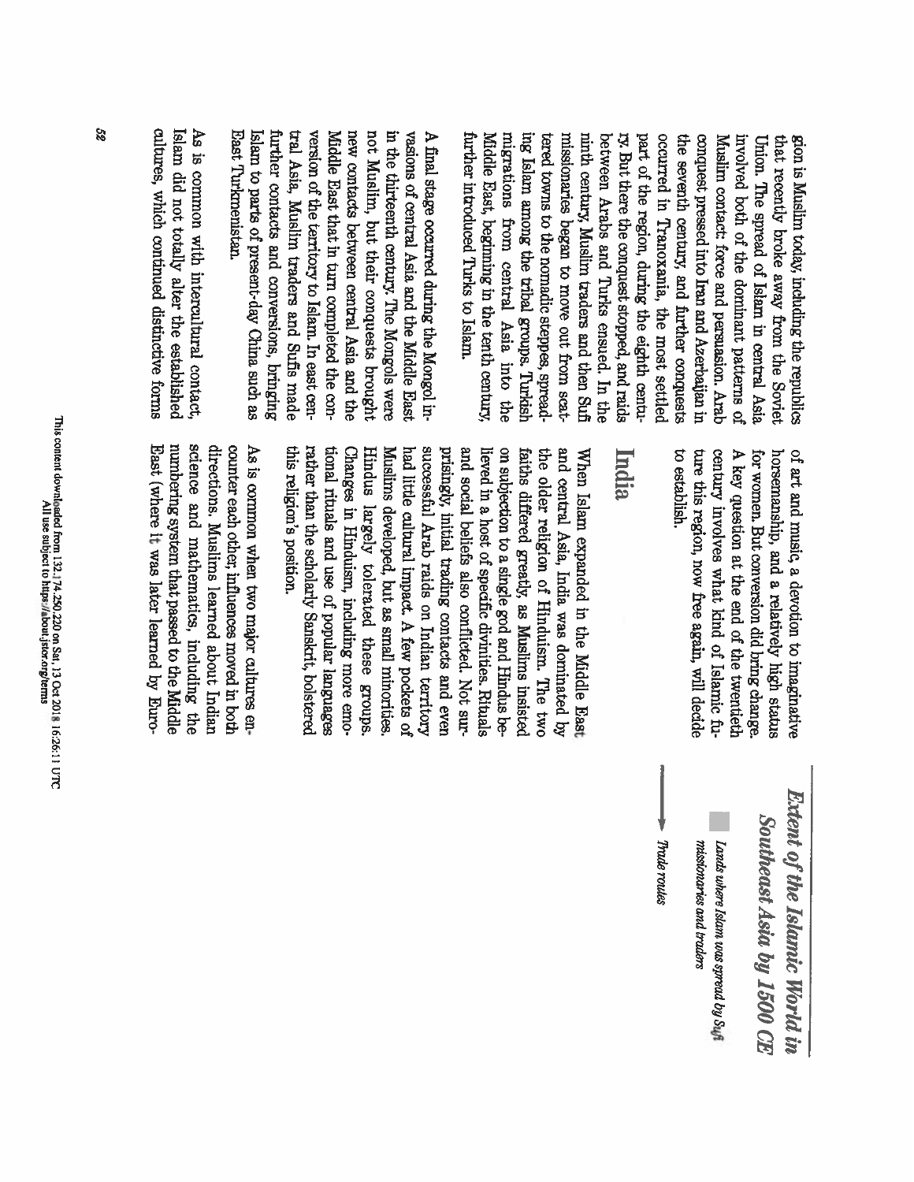gion is Muslim today, including the republics that recently broke away from the Soviet Union. The spread of Islam in central Asia involved both of the dominant patterns of Muslim contact: force and persuasion. Arab conquest pressed into Iran and Azerbaijan in the seventh century, and further conquests occurred in Tranoxania, the most settled part of the region, during the eighth century. But there the conquest stopped, and raids between Arabs and Turks ensued. In the ninth century, Muslim traders and then Sufi missionaries began to move out from scattered towns to the nomadic steppes, spreading Islam among the tribal groups. Turkish migrations from central Asia into the Middle East, beginning in the tenth century, further introduced Turks to Islam.

A final stage occurred during the Mongol invasions of central Asia and the Middle East in the thirteenth century. The Mongols were not Muslim, but their conquests brought new contacts between central Asia and the Middle East that in turn completed the conversion of the territory to Islam. In east central Asia, Muslim traders and Sufis made further contacts and conversions, bringing Islam to parts of present-day China such as East Turkmenistan.

As is common with intercultural contact, Islam did not totally alter the established cultures, which continued distinctive forms of art and music, a devotion to imaginative horsemanship, and a relatively high status for women. But conversion did bring change. A key question at the end of the twentieth century involves what kind of Islamic future this region, now free again, will decide to establish.

## India

When Islam expanded in the Middle East and central Asia, India was dominated by the older religion of Hinduism. The two faiths differed greatly, as Muslims insisted on subjection to a single god and Hindus believed in a host of specific divinities. Rituals and social beliefs also conflicted. Not surprisingly, initial trading contacts and even successful Arab raids on Indian territory had little cultural impact. A few pockets of Muslims developed, but as small minorities. Hindus largely tolerated these groups. Changes in Hinduism, including more emotional rituals and use of popular languages rather than the scholarly Sanskrit, bolstered this religion's position.

As is common when two major cultures encounter each other, influences moved in both directions. Muslims learned about Indian science and mathematics, including the numbering system that passed to the Middle East (where it was later learned by Euro-

***Extent of the Islamic World in Southeast Asia by 1500 CE***

*Lands where Islam was spread by Sufi missionaries and traders*

*Trade routes*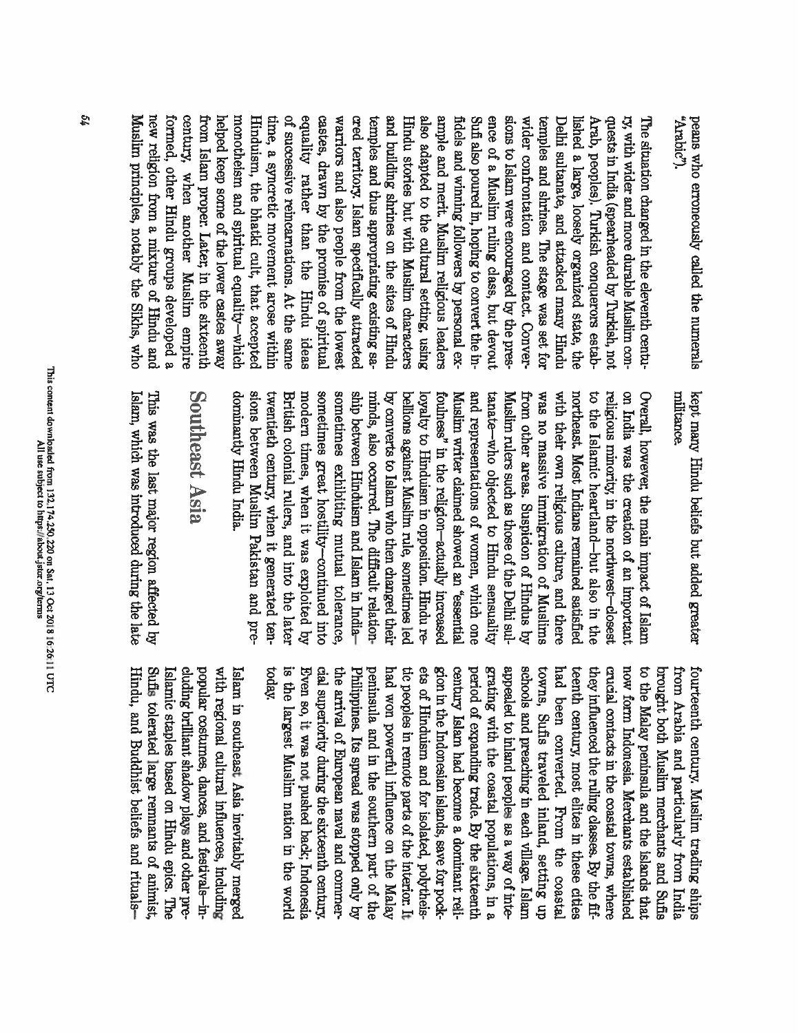peans who erroneously called the numerals "Arabic").

The situation changed in the eleventh century, with wider and more durable Muslim conquests in India (spearheaded by Turkish, not Arab, peoples). Turkish conquerors established a large, loosely organized state, the Delhi sultanate, and attacked many Hindu temples and shrines. The stage was set for wider confrontation and contact. Conversions to Islam were encouraged by the presence of a Muslim ruling class, but devout Sufi also poured in, hoping to convert the infidels and winning followers by personal example and merit. Muslim religious leaders also adapted to the cultural setting, using Hindu stories but with Muslim characters and building shrines on the sites of Hindu temples and thus appropriating existing sacred territory. Islam specifically attracted warriors and also people from the lowest castes, drawn by the promise of spiritual equality rather than the Hindu ideas of successive reincarnations. At the same time, a syncretic movement arose within Hinduism, the bhakti cult, that accepted monotheism and spiritual equality—which helped keep some of the lower castes away from Islam proper. Later, in the sixteenth century, when another Muslim empire formed, other Hindu groups developed a new religion from a mixture of Hindu and Muslim principles, notably the Sikhs, who kept many Hindu beliefs but added greater militance.

Overall, however, the main impact of Islam on India was the creation of an important religious minority, in the northwest—closest to the Islamic heartland—but also in the northeast. Most Indians remained satisfied with their own religious culture, and there was no massive immigration of Muslims from other areas. Suspicion of Hindus by Muslim rulers such as those of the Delhi sultanate—who objected to Hindu sensuality and representations of women, which one Muslim writer claimed showed an "essential foolness" in the religion—actually increased loyalty to Hinduism in opposition. Hindu rebellions against Muslim rule, sometimes led by converts to Islam who then changed their minds, also occurred. The difficult relationship between Hinduism and Islam in India—sometimes exhibiting mutual tolerance, sometimes great hostility—continued into modern times, when it was exploited by British colonial rulers, and into the later twentieth century, when it generated tensions between Muslim Pakistan and predominantly Hindu India.

## Southeast Asia

This was the last major region affected by Islam, which was introduced during the late fourteenth century. Muslim trading ships from Arabia and particularly from India brought both Muslim merchants and Sufis to the Malay peninsula and the islands that now form Indonesia. Merchants established crucial contacts in the coastal towns, where they influenced the ruling classes. By the fifteenth century, most elites in these cities had been converted. From the coastal towns, Sufis traveled inland, setting up schools and preaching in each village. Islam appealed to inland peoples as a way of integrating with the coastal populations, in a period of expanding trade. By the sixteenth century Islam had become a dominant religion in the Indonesian islands, save for pockets of Hinduism and for isolated, polytheistic peoples in remote parts of the interior. It had won powerful influence on the Malay peninsula and in the southern part of the Philippines. Its spread was stopped only by the arrival of European naval and commercial superiority during the sixteenth century. Even so, it was not pushed back; Indonesia is the largest Muslim nation in the world today.

Islam in southeast Asia inevitably merged with regional cultural influences, including popular costumes, dances, and festivals—including brilliant shadow plays and other pre-Islamic staples based on Hindu epics. The Sufis tolerated large remnants of animist, Hindu, and Buddhist beliefs and rituals—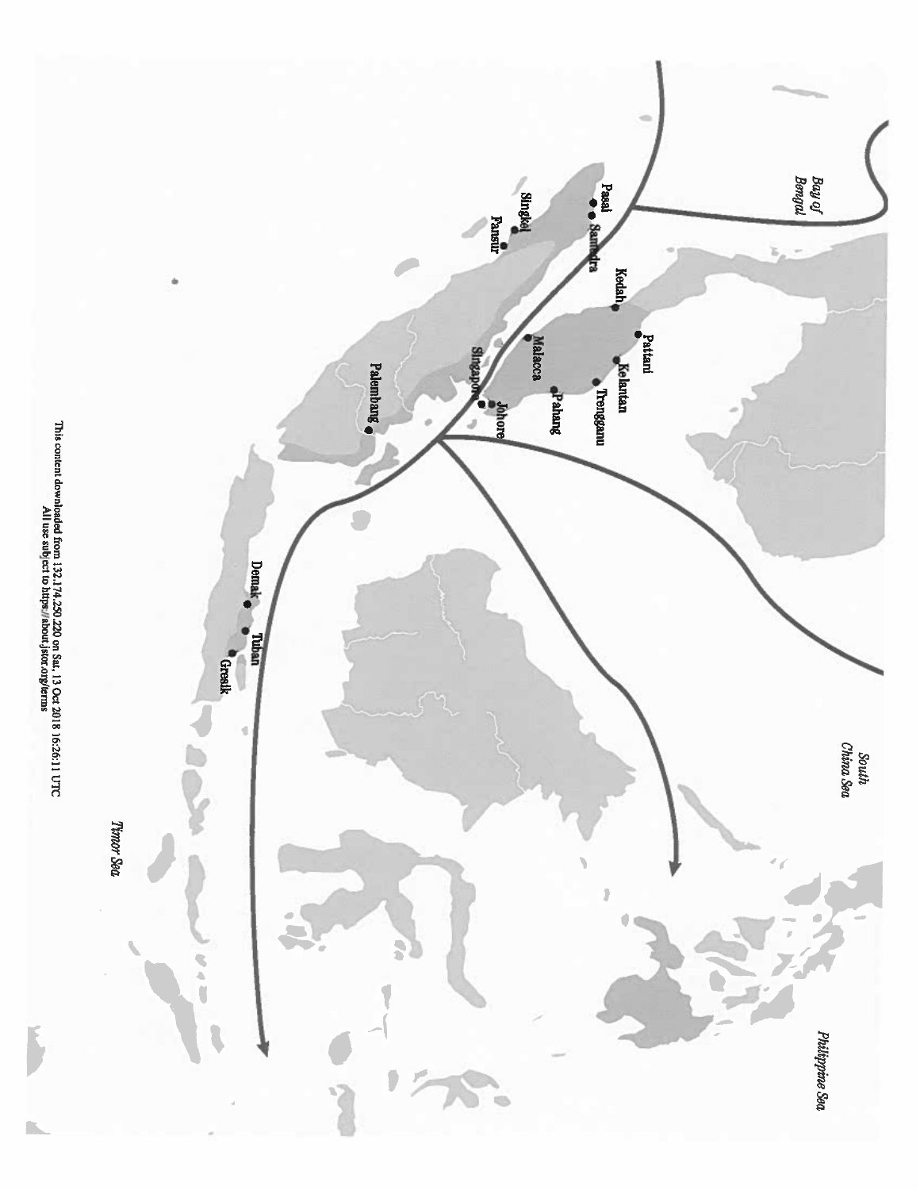Bay of Bengal

Pasai

Samudra

Singkel

Pansur

Kedah

Pattani

Kelantan

Trengganu

Pahang

Malacca

Singapore

Johore

Palembang

Demak

Tuban

Gresik

South China Sea

Philippine Sea

Timor Sea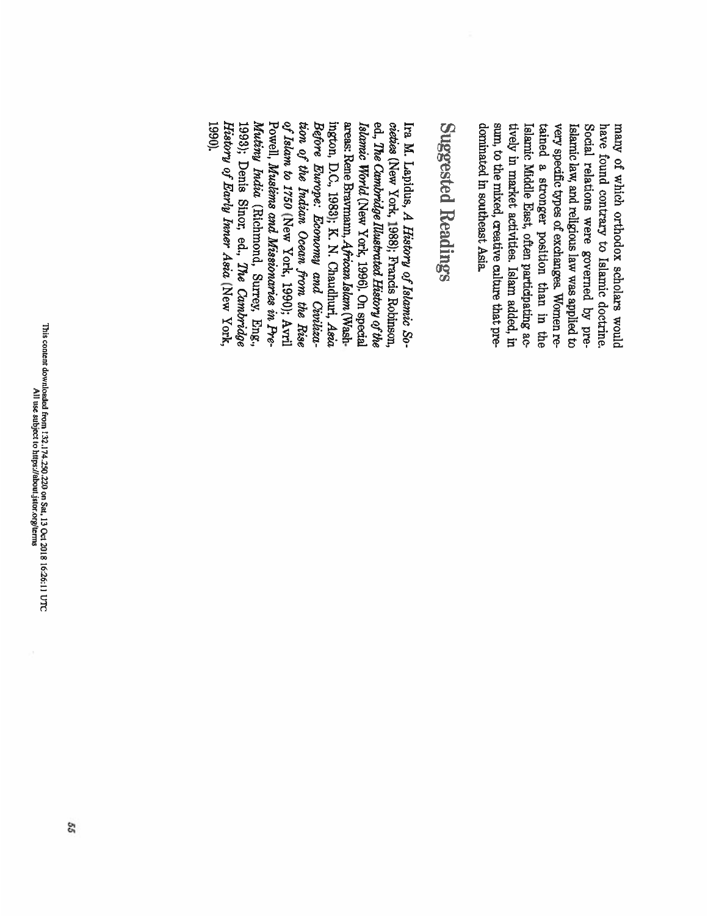many of which orthodox scholars would have found contrary to Islamic doctrine. Social relations were governed by pre-Islamic law, and religious law was applied to very specific types of exchanges. Women retained a stronger position than in the Islamic Middle East, often participating actively in market activities. Islam added, in sum, to the mixed, creative culture that predominated in southeast Asia.

## Suggested Readings

Ira M. Lapidus, *A History of Islamic Societies* (New York, 1988); Francis Robinson, ed., *The Cambridge Illustrated History of the Islamic World* (New York, 1996). On special areas: Rene Bravmann, *African Islam* (Washington, D.C., 1983); K. N. Chaudhuri, *Asia Before Europe: Economy and Civilization of the Indian Ocean from the Rise of Islam to 1750* (New York, 1990); Avril Powell, *Muslims and Missionaries in Pre-Mutiny India* (Richmond, Surrey, Eng., 1993); Denis Sinor, ed., *The Cambridge History of Early Inner Asia* (New York, 1990).